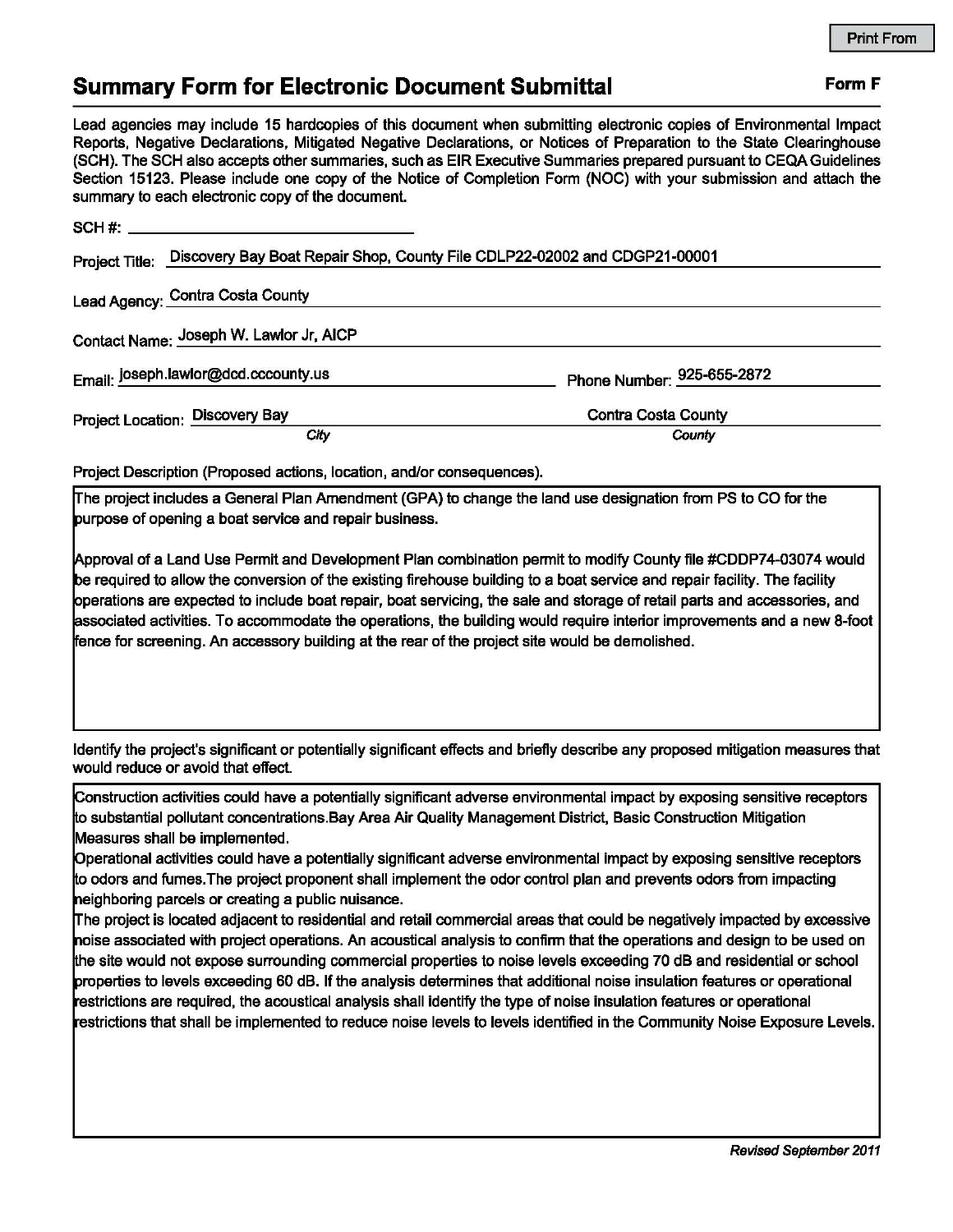Print From

# Summary Form for Electronic Document Submittal

**Form F**

Lead agencies may include 15 hardcopies of this document when submitting electronic copies of Environmental Impact Reports, Negative Declarations, Mitigated Negative Declarations, or Notices of Preparation to the State Clearinghouse (SCH). The SCH also accepts other summaries, such as EIR Executive Summaries prepared pursuant to CEQA Guidelines Section 15123. Please include one copy of the Notice of Completion Form (NOC) with your submission and attach the summary to each electronic copy of the document.

SCH #: ______________________

Project Title: Discovery Bay Boat Repair Shop, County File CDLP22-02002 and CDGP21-00001

Lead Agency: Contra Costa County

Contact Name: Joseph W. Lawlor Jr, AICP

Email: joseph.lawlor@dcd.cccounty.us

Phone Number: 925-655-2872

Project Location: Discovery Bay (*City*) Contra Costa County (*County*)

Project Description (Proposed actions, location, and/or consequences).

The project includes a General Plan Amendment (GPA) to change the land use designation from PS to CO for the purpose of opening a boat service and repair business.

Approval of a Land Use Permit and Development Plan combination permit to modify County file #CDDP74-03074 would be required to allow the conversion of the existing firehouse building to a boat service and repair facility. The facility operations are expected to include boat repair, boat servicing, the sale and storage of retail parts and accessories, and associated activities. To accommodate the operations, the building would require interior improvements and a new 8-foot fence for screening. An accessory building at the rear of the project site would be demolished.

Identify the project's significant or potentially significant effects and briefly describe any proposed mitigation measures that would reduce or avoid that effect.

Construction activities could have a potentially significant adverse environmental impact by exposing sensitive receptors to substantial pollutant concentrations.Bay Area Air Quality Management District, Basic Construction Mitigation Measures shall be implemented.

Operational activities could have a potentially significant adverse environmental impact by exposing sensitive receptors to odors and fumes.The project proponent shall implement the odor control plan and prevents odors from impacting neighboring parcels or creating a public nuisance.

The project is located adjacent to residential and retail commercial areas that could be negatively impacted by excessive noise associated with project operations. An acoustical analysis to confirm that the operations and design to be used on the site would not expose surrounding commercial properties to noise levels exceeding 70 dB and residential or school properties to levels exceeding 60 dB. If the analysis determines that additional noise insulation features or operational restrictions are required, the acoustical analysis shall identify the type of noise insulation features or operational restrictions that shall be implemented to reduce noise levels to levels identified in the Community Noise Exposure Levels.

*Revised September 2011*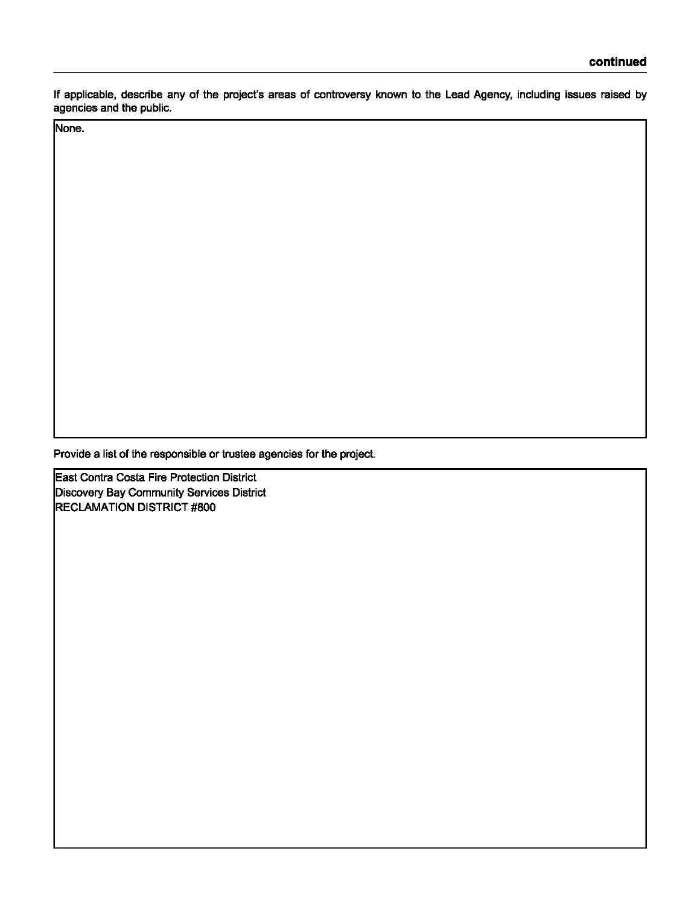**continued**

If applicable, describe any of the project's areas of controversy known to the Lead Agency, including issues raised by agencies and the public.

None.

Provide a list of the responsible or trustee agencies for the project.

East Contra Costa Fire Protection District
Discovery Bay Community Services District
RECLAMATION DISTRICT #800